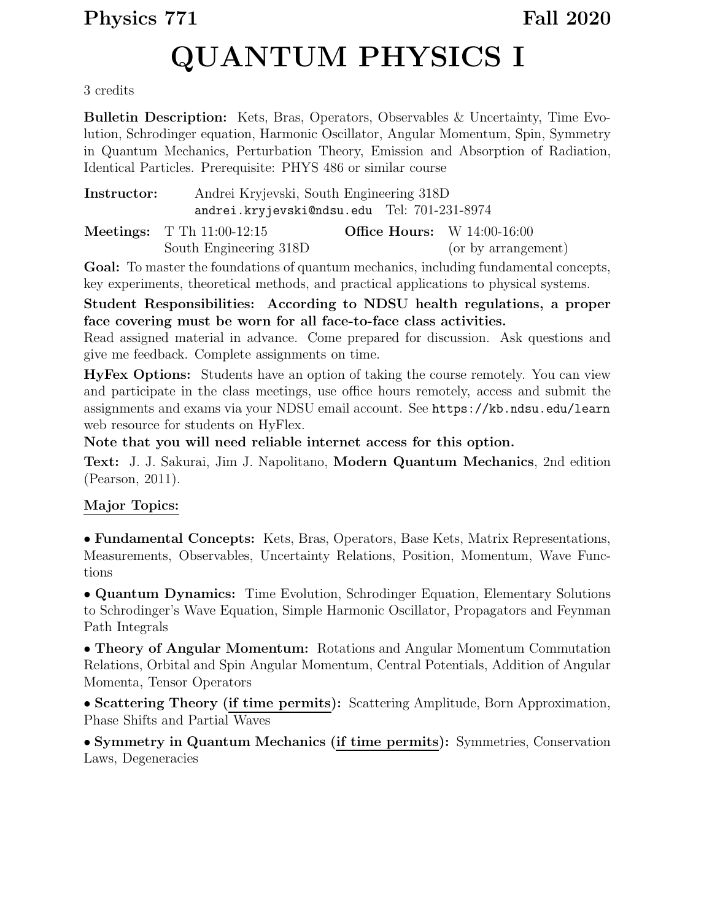**Physics 771** **Fall 2020**

# QUANTUM PHYSICS I

3 credits

**Bulletin Description:** Kets, Bras, Operators, Observables & Uncertainty, Time Evolution, Schrodinger equation, Harmonic Oscillator, Angular Momentum, Spin, Symmetry in Quantum Mechanics, Perturbation Theory, Emission and Absorption of Radiation, Identical Particles. Prerequisite: PHYS 486 or similar course

**Instructor:** Andrei Kryjevski, South Engineering 318D
`andrei.kryjevski@ndsu.edu` Tel: 701-231-8974

**Meetings:** T Th 11:00-12:15
South Engineering 318D

**Office Hours:** W 14:00-16:00
(or by arrangement)

**Goal:** To master the foundations of quantum mechanics, including fundamental concepts, key experiments, theoretical methods, and practical applications to physical systems.

**Student Responsibilities: According to NDSU health regulations, a proper face covering must be worn for all face-to-face class activities.**
Read assigned material in advance. Come prepared for discussion. Ask questions and give me feedback. Complete assignments on time.

**HyFex Options:** Students have an option of taking the course remotely. You can view and participate in the class meetings, use office hours remotely, access and submit the assignments and exams via your NDSU email account. See `https://kb.ndsu.edu/learn` web resource for students on HyFlex.

**Note that you will need reliable internet access for this option.**

**Text:** J. J. Sakurai, Jim J. Napolitano, **Modern Quantum Mechanics**, 2nd edition (Pearson, 2011).

## Major Topics:

- **Fundamental Concepts:** Kets, Bras, Operators, Base Kets, Matrix Representations, Measurements, Observables, Uncertainty Relations, Position, Momentum, Wave Functions

- **Quantum Dynamics:** Time Evolution, Schrodinger Equation, Elementary Solutions to Schrodinger's Wave Equation, Simple Harmonic Oscillator, Propagators and Feynman Path Integrals

- **Theory of Angular Momentum:** Rotations and Angular Momentum Commutation Relations, Orbital and Spin Angular Momentum, Central Potentials, Addition of Angular Momenta, Tensor Operators

- **Scattering Theory (if time permits):** Scattering Amplitude, Born Approximation, Phase Shifts and Partial Waves

- **Symmetry in Quantum Mechanics (if time permits):** Symmetries, Conservation Laws, Degeneracies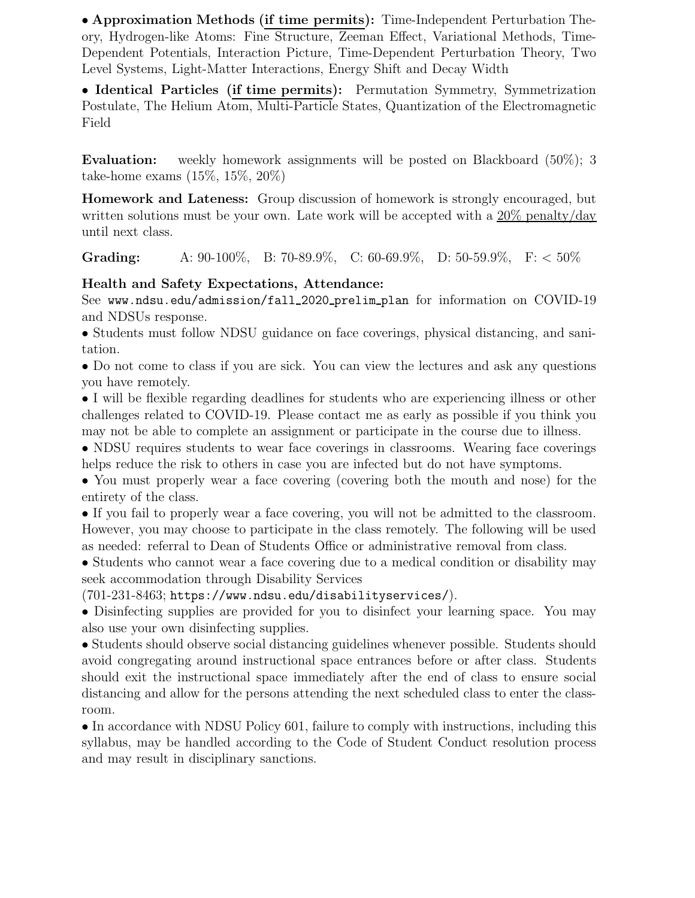• **Approximation Methods (<u>if time permits</u>):** Time-Independent Perturbation Theory, Hydrogen-like Atoms: Fine Structure, Zeeman Effect, Variational Methods, Time-Dependent Potentials, Interaction Picture, Time-Dependent Perturbation Theory, Two Level Systems, Light-Matter Interactions, Energy Shift and Decay Width

• **Identical Particles (<u>if time permits</u>):** Permutation Symmetry, Symmetrization Postulate, The Helium Atom, Multi-Particle States, Quantization of the Electromagnetic Field

**Evaluation:** weekly homework assignments will be posted on Blackboard (50%); 3 take-home exams (15%, 15%, 20%)

**Homework and Lateness:** Group discussion of homework is strongly encouraged, but written solutions must be your own. Late work will be accepted with a <u>20% penalty/day</u> until next class.

**Grading:** A: 90-100%, B: 70-89.9%, C: 60-69.9%, D: 50-59.9%, F: < 50%

**Health and Safety Expectations, Attendance:**

See `www.ndsu.edu/admission/fall_2020_prelim_plan` for information on COVID-19 and NDSUs response.

• Students must follow NDSU guidance on face coverings, physical distancing, and sanitation.

• Do not come to class if you are sick. You can view the lectures and ask any questions you have remotely.

• I will be flexible regarding deadlines for students who are experiencing illness or other challenges related to COVID-19. Please contact me as early as possible if you think you may not be able to complete an assignment or participate in the course due to illness.

• NDSU requires students to wear face coverings in classrooms. Wearing face coverings helps reduce the risk to others in case you are infected but do not have symptoms.

• You must properly wear a face covering (covering both the mouth and nose) for the entirety of the class.

• If you fail to properly wear a face covering, you will not be admitted to the classroom. However, you may choose to participate in the class remotely. The following will be used as needed: referral to Dean of Students Office or administrative removal from class.

• Students who cannot wear a face covering due to a medical condition or disability may seek accommodation through Disability Services (701-231-8463; `https://www.ndsu.edu/disabilityservices/`).

• Disinfecting supplies are provided for you to disinfect your learning space. You may also use your own disinfecting supplies.

• Students should observe social distancing guidelines whenever possible. Students should avoid congregating around instructional space entrances before or after class. Students should exit the instructional space immediately after the end of class to ensure social distancing and allow for the persons attending the next scheduled class to enter the classroom.

• In accordance with NDSU Policy 601, failure to comply with instructions, including this syllabus, may be handled according to the Code of Student Conduct resolution process and may result in disciplinary sanctions.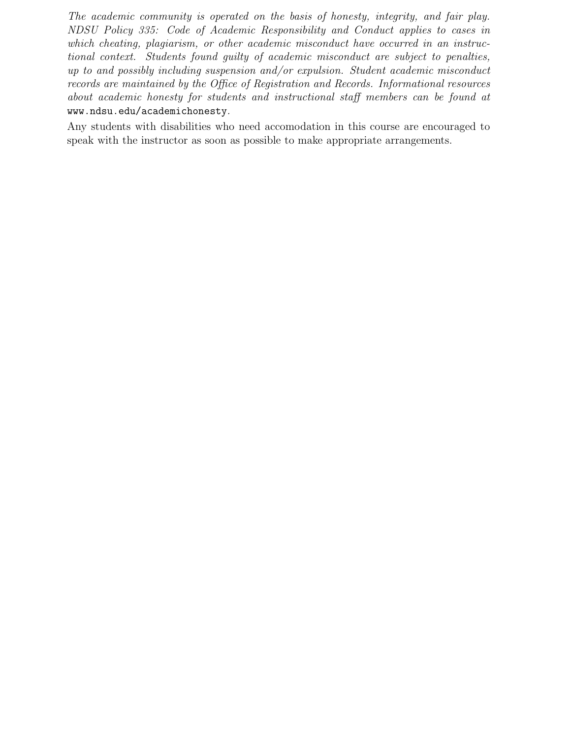*The academic community is operated on the basis of honesty, integrity, and fair play. NDSU Policy 335: Code of Academic Responsibility and Conduct applies to cases in which cheating, plagiarism, or other academic misconduct have occurred in an instructional context. Students found guilty of academic misconduct are subject to penalties, up to and possibly including suspension and/or expulsion. Student academic misconduct records are maintained by the Office of Registration and Records. Informational resources about academic honesty for students and instructional staff members can be found at* `www.ndsu.edu/academichonesty`.

Any students with disabilities who need accomodation in this course are encouraged to speak with the instructor as soon as possible to make appropriate arrangements.